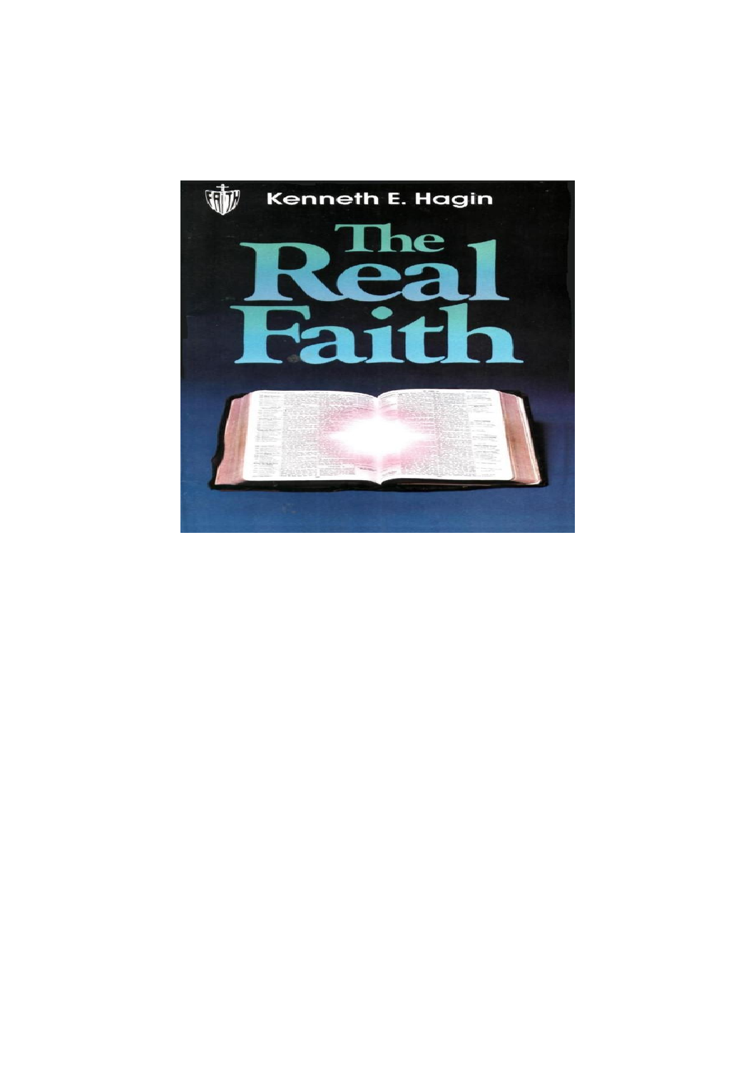Kenneth E. Hagin

# The Real Faith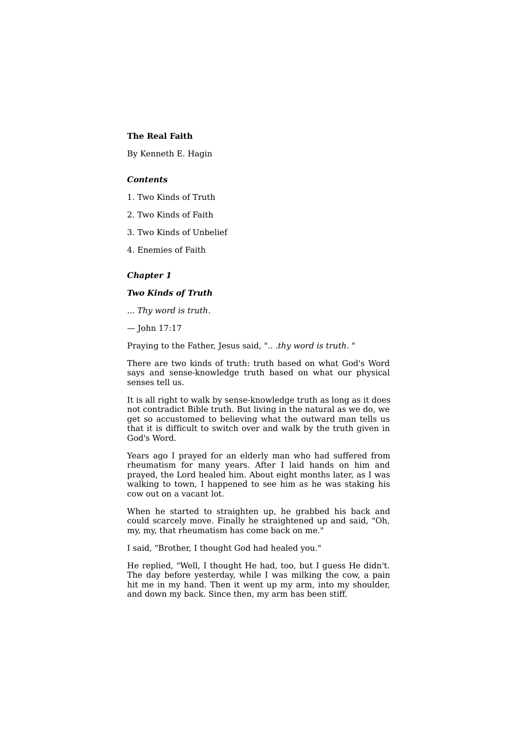**The Real Faith**

By Kenneth E. Hagin

***Contents***

1. Two Kinds of Truth

2. Two Kinds of Faith

3. Two Kinds of Unbelief

4. Enemies of Faith

## *Chapter 1*

## *Two Kinds of Truth*

*... Thy word is truth.*

— John 17:17

Praying to the Father, Jesus said, ".. .*thy word is truth.* "

There are two kinds of truth: truth based on what God's Word says and sense-knowledge truth based on what our physical senses tell us.

It is all right to walk by sense-knowledge truth as long as it does not contradict Bible truth. But living in the natural as we do, we get so accustomed to believing what the outward man tells us that it is difficult to switch over and walk by the truth given in God's Word.

Years ago I prayed for an elderly man who had suffered from rheumatism for many years. After I laid hands on him and prayed, the Lord healed him. About eight months later, as I was walking to town, I happened to see him as he was staking his cow out on a vacant lot.

When he started to straighten up, he grabbed his back and could scarcely move. Finally he straightened up and said, "Oh, my, my, that rheumatism has come back on me."

I said, "Brother, I thought God had healed you."

He replied, "Well, I thought He had, too, but I guess He didn't. The day before yesterday, while I was milking the cow, a pain hit me in my hand. Then it went up my arm, into my shoulder, and down my back. Since then, my arm has been stiff.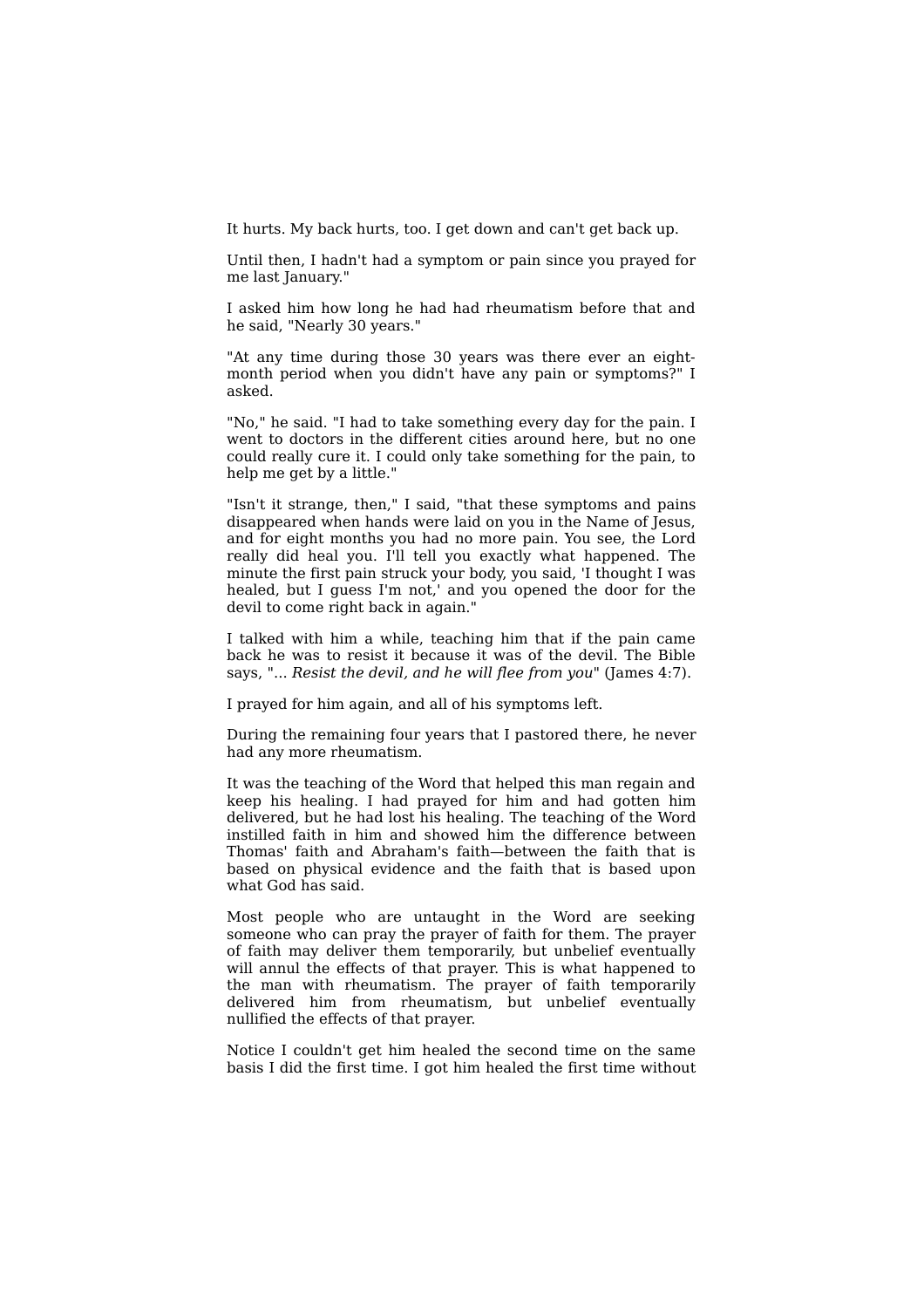It hurts. My back hurts, too. I get down and can't get back up.

Until then, I hadn't had a symptom or pain since you prayed for me last January."

I asked him how long he had had rheumatism before that and he said, "Nearly 30 years."

"At any time during those 30 years was there ever an eight-month period when you didn't have any pain or symptoms?" I asked.

"No," he said. "I had to take something every day for the pain. I went to doctors in the different cities around here, but no one could really cure it. I could only take something for the pain, to help me get by a little."

"Isn't it strange, then," I said, "that these symptoms and pains disappeared when hands were laid on you in the Name of Jesus, and for eight months you had no more pain. You see, the Lord really did heal you. I'll tell you exactly what happened. The minute the first pain struck your body, you said, 'I thought I was healed, but I guess I'm not,' and you opened the door for the devil to come right back in again."

I talked with him a while, teaching him that if the pain came back he was to resist it because it was of the devil. The Bible says, "... *Resist the devil, and he will flee from you*" (James 4:7).

I prayed for him again, and all of his symptoms left.

During the remaining four years that I pastored there, he never had any more rheumatism.

It was the teaching of the Word that helped this man regain and keep his healing. I had prayed for him and had gotten him delivered, but he had lost his healing. The teaching of the Word instilled faith in him and showed him the difference between Thomas' faith and Abraham's faith—between the faith that is based on physical evidence and the faith that is based upon what God has said.

Most people who are untaught in the Word are seeking someone who can pray the prayer of faith for them. The prayer of faith may deliver them temporarily, but unbelief eventually will annul the effects of that prayer. This is what happened to the man with rheumatism. The prayer of faith temporarily delivered him from rheumatism, but unbelief eventually nullified the effects of that prayer.

Notice I couldn't get him healed the second time on the same basis I did the first time. I got him healed the first time without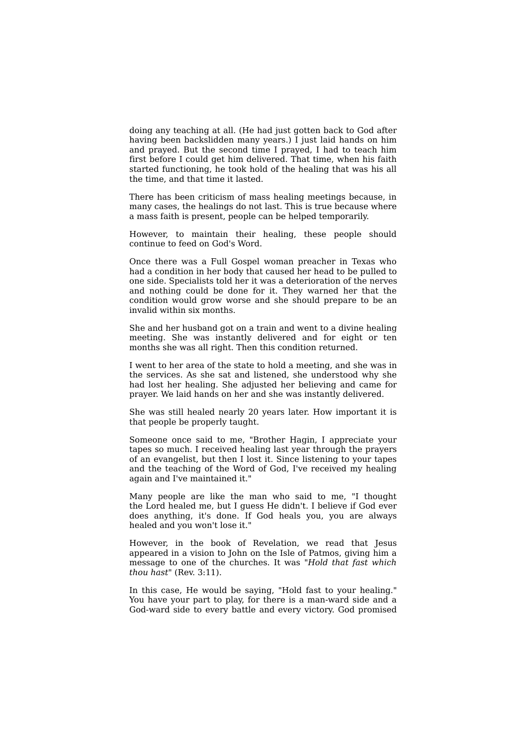doing any teaching at all. (He had just gotten back to God after having been backslidden many years.) I just laid hands on him and prayed. But the second time I prayed, I had to teach him first before I could get him delivered. That time, when his faith started functioning, he took hold of the healing that was his all the time, and that time it lasted.

There has been criticism of mass healing meetings because, in many cases, the healings do not last. This is true because where a mass faith is present, people can be helped temporarily.

However, to maintain their healing, these people should continue to feed on God's Word.

Once there was a Full Gospel woman preacher in Texas who had a condition in her body that caused her head to be pulled to one side. Specialists told her it was a deterioration of the nerves and nothing could be done for it. They warned her that the condition would grow worse and she should prepare to be an invalid within six months.

She and her husband got on a train and went to a divine healing meeting. She was instantly delivered and for eight or ten months she was all right. Then this condition returned.

I went to her area of the state to hold a meeting, and she was in the services. As she sat and listened, she understood why she had lost her healing. She adjusted her believing and came for prayer. We laid hands on her and she was instantly delivered.

She was still healed nearly 20 years later. How important it is that people be properly taught.

Someone once said to me, "Brother Hagin, I appreciate your tapes so much. I received healing last year through the prayers of an evangelist, but then I lost it. Since listening to your tapes and the teaching of the Word of God, I've received my healing again and I've maintained it."

Many people are like the man who said to me, "I thought the Lord healed me, but I guess He didn't. I believe if God ever does anything, it's done. If God heals you, you are always healed and you won't lose it."

However, in the book of Revelation, we read that Jesus appeared in a vision to John on the Isle of Patmos, giving him a message to one of the churches. It was "*Hold that fast which thou hast*" (Rev. 3:11).

In this case, He would be saying, "Hold fast to your healing." You have your part to play, for there is a man-ward side and a God-ward side to every battle and every victory. God promised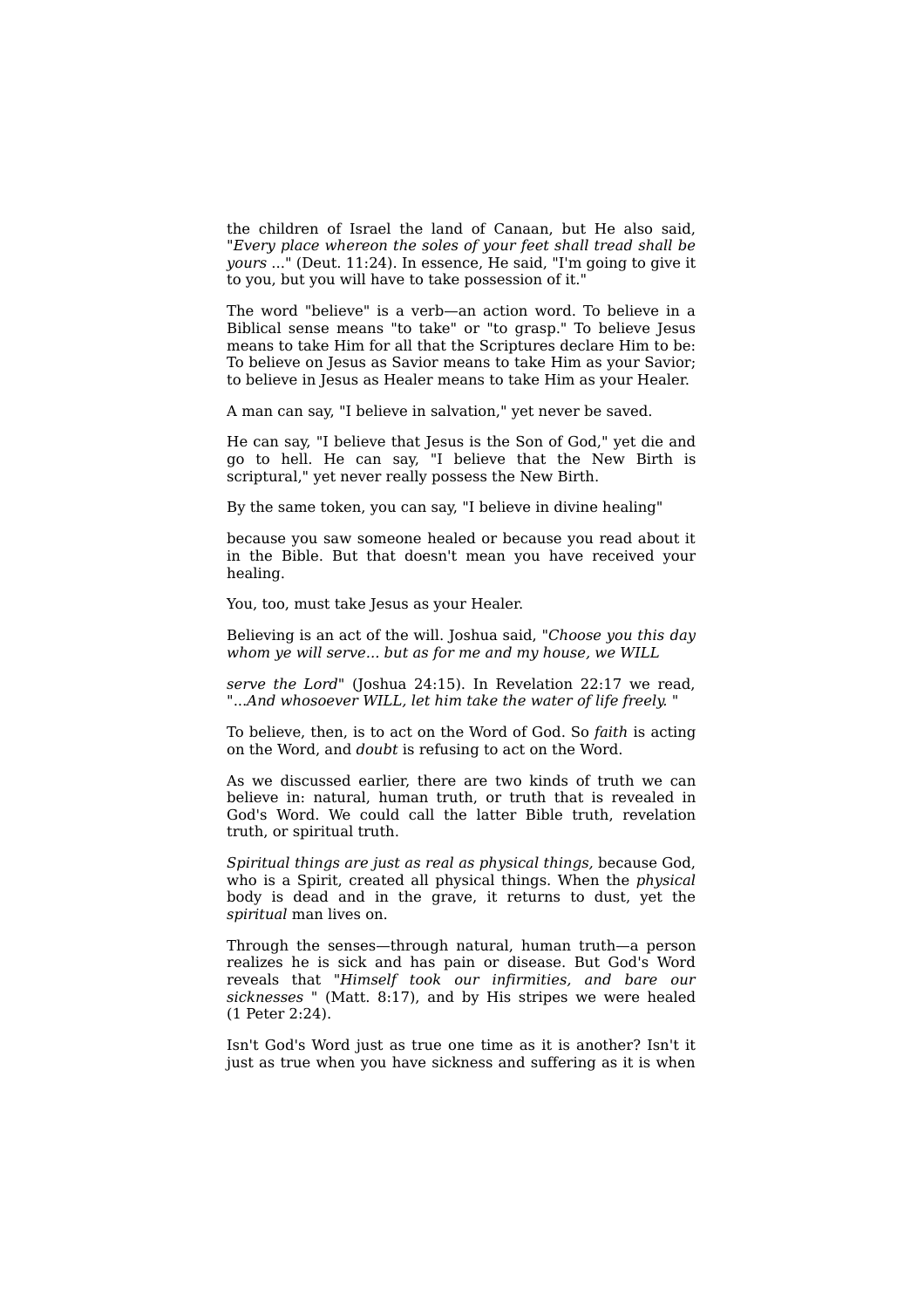the children of Israel the land of Canaan, but He also said, "*Every place whereon the soles of your feet shall tread shall be yours* ..." (Deut. 11:24). In essence, He said, "I'm going to give it to you, but you will have to take possession of it."

The word "believe" is a verb—an action word. To believe in a Biblical sense means "to take" or "to grasp." To believe Jesus means to take Him for all that the Scriptures declare Him to be: To believe on Jesus as Savior means to take Him as your Savior; to believe in Jesus as Healer means to take Him as your Healer.

A man can say, "I believe in salvation," yet never be saved.

He can say, "I believe that Jesus is the Son of God," yet die and go to hell. He can say, "I believe that the New Birth is scriptural," yet never really possess the New Birth.

By the same token, you can say, "I believe in divine healing"

because you saw someone healed or because you read about it in the Bible. But that doesn't mean you have received your healing.

You, too, must take Jesus as your Healer.

Believing is an act of the will. Joshua said, "*Choose you this day whom ye will serve... but as for me and my house, we WILL*

*serve the Lord*" (Joshua 24:15). In Revelation 22:17 we read, "...*And whosoever WILL, let him take the water of life freely.* "

To believe, then, is to act on the Word of God. So *faith* is acting on the Word, and *doubt* is refusing to act on the Word.

As we discussed earlier, there are two kinds of truth we can believe in: natural, human truth, or truth that is revealed in God's Word. We could call the latter Bible truth, revelation truth, or spiritual truth.

*Spiritual things are just as real as physical things,* because God, who is a Spirit, created all physical things. When the *physical* body is dead and in the grave, it returns to dust, yet the *spiritual* man lives on.

Through the senses—through natural, human truth—a person realizes he is sick and has pain or disease. But God's Word reveals that "*Himself took our infirmities, and bare our sicknesses* " (Matt. 8:17), and by His stripes we were healed (1 Peter 2:24).

Isn't God's Word just as true one time as it is another? Isn't it just as true when you have sickness and suffering as it is when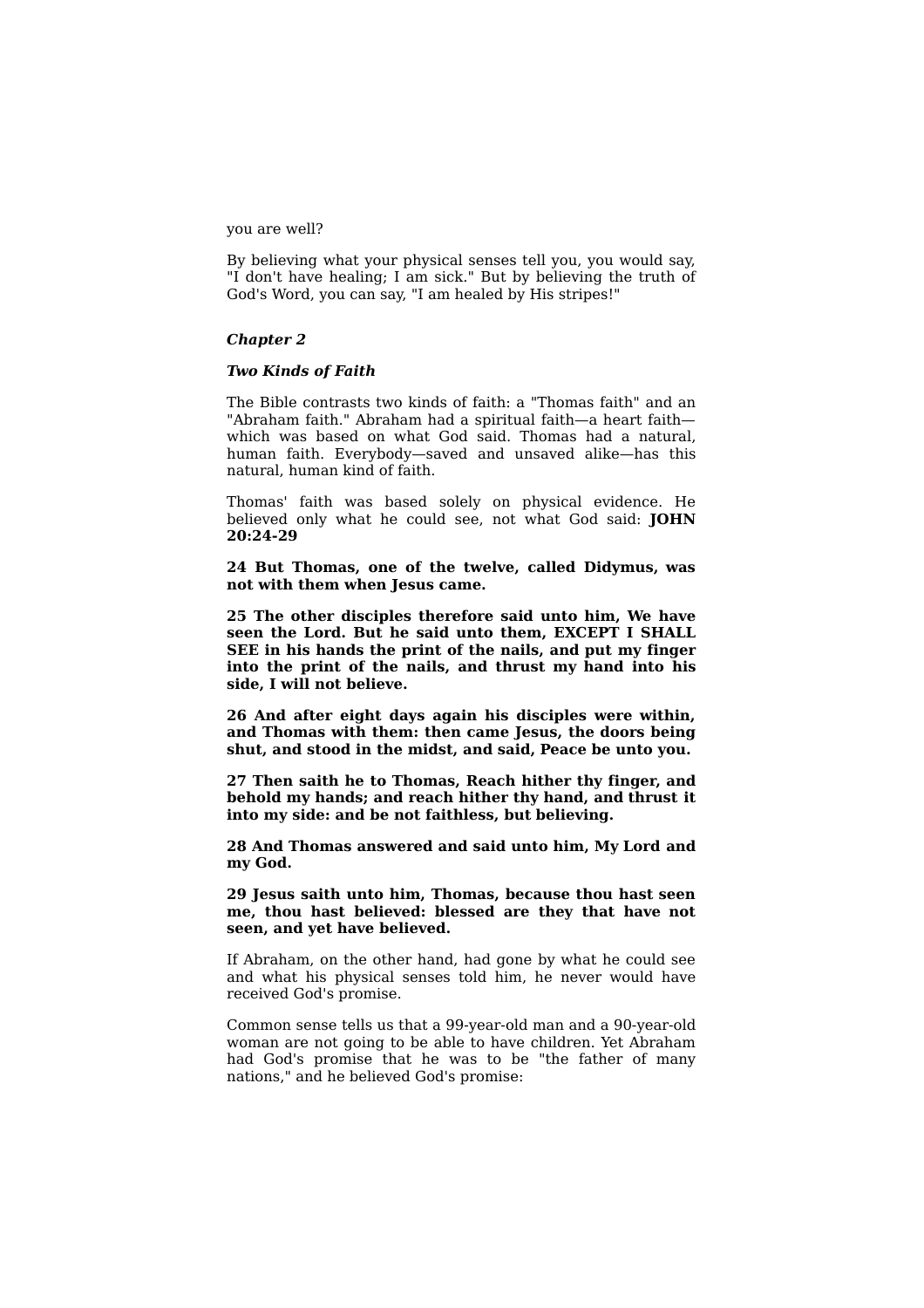you are well?

By believing what your physical senses tell you, you would say, "I don't have healing; I am sick." But by believing the truth of God's Word, you can say, "I am healed by His stripes!"

## ***Chapter 2***

### ***Two Kinds of Faith***

The Bible contrasts two kinds of faith: a "Thomas faith" and an "Abraham faith." Abraham had a spiritual faith—a heart faith—which was based on what God said. Thomas had a natural, human faith. Everybody—saved and unsaved alike—has this natural, human kind of faith.

Thomas' faith was based solely on physical evidence. He believed only what he could see, not what God said: **JOHN 20:24-29**

**24 But Thomas, one of the twelve, called Didymus, was not with them when Jesus came.**

**25 The other disciples therefore said unto him, We have seen the Lord. But he said unto them, EXCEPT I SHALL SEE in his hands the print of the nails, and put my finger into the print of the nails, and thrust my hand into his side, I will not believe.**

**26 And after eight days again his disciples were within, and Thomas with them: then came Jesus, the doors being shut, and stood in the midst, and said, Peace be unto you.**

**27 Then saith he to Thomas, Reach hither thy finger, and behold my hands; and reach hither thy hand, and thrust it into my side: and be not faithless, but believing.**

**28 And Thomas answered and said unto him, My Lord and my God.**

**29 Jesus saith unto him, Thomas, because thou hast seen me, thou hast believed: blessed are they that have not seen, and yet have believed.**

If Abraham, on the other hand, had gone by what he could see and what his physical senses told him, he never would have received God's promise.

Common sense tells us that a 99-year-old man and a 90-year-old woman are not going to be able to have children. Yet Abraham had God's promise that he was to be "the father of many nations," and he believed God's promise: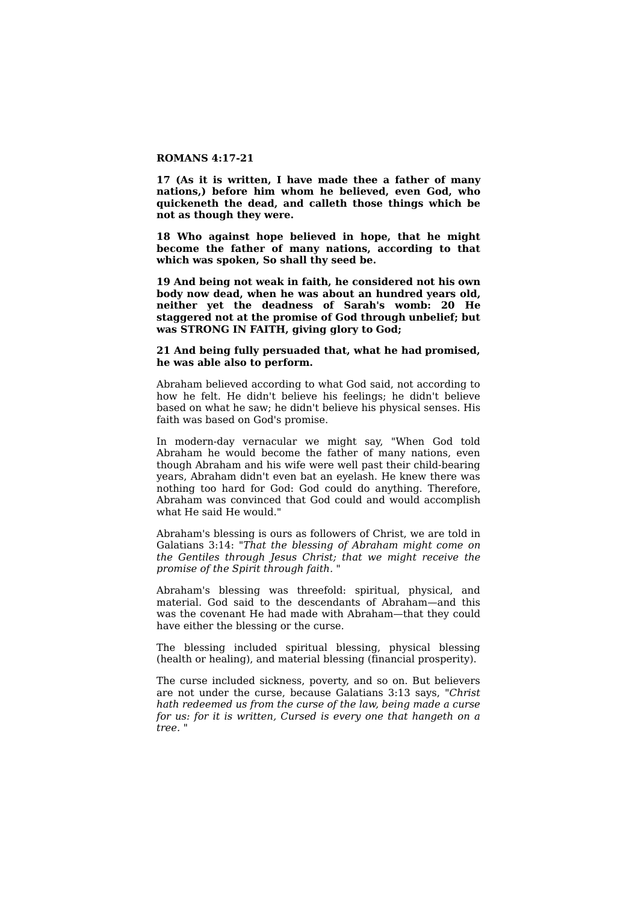**ROMANS 4:17-21**

**17 (As it is written, I have made thee a father of many nations,) before him whom he believed, even God, who quickeneth the dead, and calleth those things which be not as though they were.**

**18 Who against hope believed in hope, that he might become the father of many nations, according to that which was spoken, So shall thy seed be.**

**19 And being not weak in faith, he considered not his own body now dead, when he was about an hundred years old, neither yet the deadness of Sarah's womb: 20 He staggered not at the promise of God through unbelief; but was STRONG IN FAITH, giving glory to God;**

**21 And being fully persuaded that, what he had promised, he was able also to perform.**

Abraham believed according to what God said, not according to how he felt. He didn't believe his feelings; he didn't believe based on what he saw; he didn't believe his physical senses. His faith was based on God's promise.

In modern-day vernacular we might say, "When God told Abraham he would become the father of many nations, even though Abraham and his wife were well past their child-bearing years, Abraham didn't even bat an eyelash. He knew there was nothing too hard for God: God could do anything. Therefore, Abraham was convinced that God could and would accomplish what He said He would."

Abraham's blessing is ours as followers of Christ, we are told in Galatians 3:14: "*That the blessing of Abraham might come on the Gentiles through Jesus Christ; that we might receive the promise of the Spirit through faith.* "

Abraham's blessing was threefold: spiritual, physical, and material. God said to the descendants of Abraham—and this was the covenant He had made with Abraham—that they could have either the blessing or the curse.

The blessing included spiritual blessing, physical blessing (health or healing), and material blessing (financial prosperity).

The curse included sickness, poverty, and so on. But believers are not under the curse, because Galatians 3:13 says, "*Christ hath redeemed us from the curse of the law, being made a curse for us: for it is written, Cursed is every one that hangeth on a tree.* "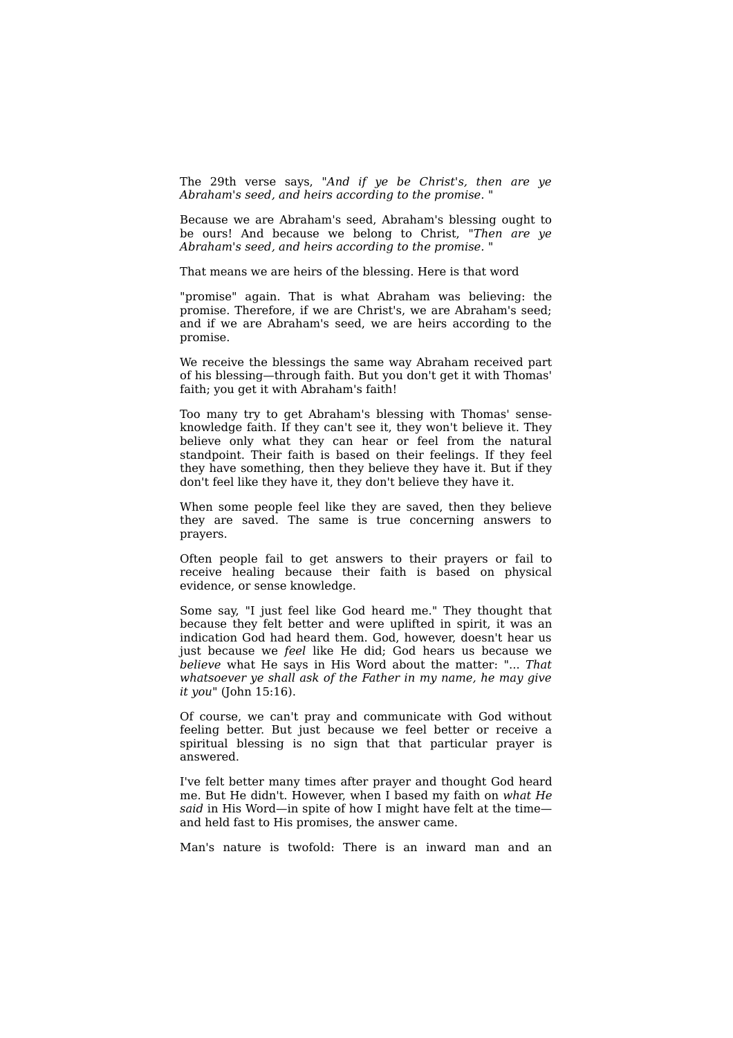The 29th verse says, "*And if ye be Christ's, then are ye Abraham's seed, and heirs according to the promise.* "

Because we are Abraham's seed, Abraham's blessing ought to be ours! And because we belong to Christ, "*Then are ye Abraham's seed, and heirs according to the promise.* "

That means we are heirs of the blessing. Here is that word

"promise" again. That is what Abraham was believing: the promise. Therefore, if we are Christ's, we are Abraham's seed; and if we are Abraham's seed, we are heirs according to the promise.

We receive the blessings the same way Abraham received part of his blessing—through faith. But you don't get it with Thomas' faith; you get it with Abraham's faith!

Too many try to get Abraham's blessing with Thomas' sense-knowledge faith. If they can't see it, they won't believe it. They believe only what they can hear or feel from the natural standpoint. Their faith is based on their feelings. If they feel they have something, then they believe they have it. But if they don't feel like they have it, they don't believe they have it.

When some people feel like they are saved, then they believe they are saved. The same is true concerning answers to prayers.

Often people fail to get answers to their prayers or fail to receive healing because their faith is based on physical evidence, or sense knowledge.

Some say, "I just feel like God heard me." They thought that because they felt better and were uplifted in spirit, it was an indication God had heard them. God, however, doesn't hear us just because we *feel* like He did; God hears us because we *believe* what He says in His Word about the matter: "... *That whatsoever ye shall ask of the Father in my name, he may give it you*" (John 15:16).

Of course, we can't pray and communicate with God without feeling better. But just because we feel better or receive a spiritual blessing is no sign that that particular prayer is answered.

I've felt better many times after prayer and thought God heard me. But He didn't. However, when I based my faith on *what He said* in His Word—in spite of how I might have felt at the time—and held fast to His promises, the answer came.

Man's nature is twofold: There is an inward man and an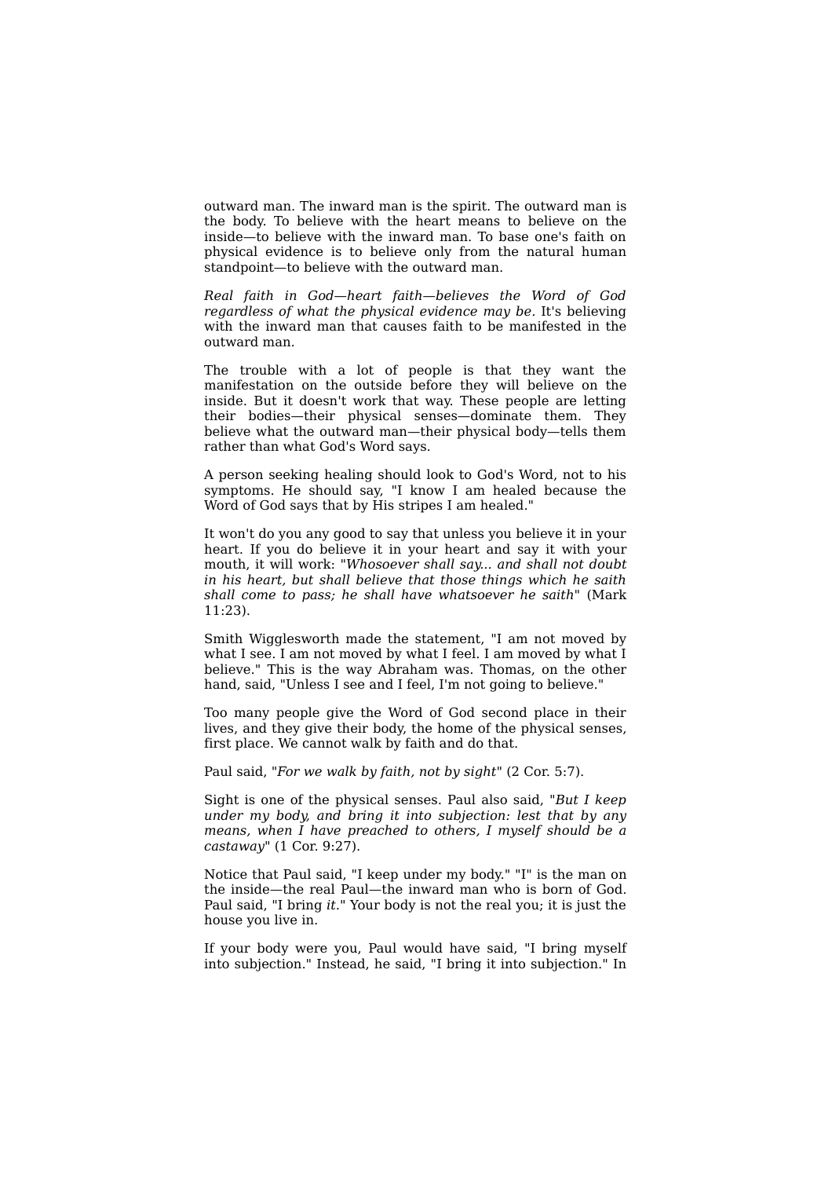outward man. The inward man is the spirit. The outward man is the body. To believe with the heart means to believe on the inside—to believe with the inward man. To base one's faith on physical evidence is to believe only from the natural human standpoint—to believe with the outward man.

*Real faith in God—heart faith—believes the Word of God regardless of what the physical evidence may be.* It's believing with the inward man that causes faith to be manifested in the outward man.

The trouble with a lot of people is that they want the manifestation on the outside before they will believe on the inside. But it doesn't work that way. These people are letting their bodies—their physical senses—dominate them. They believe what the outward man—their physical body—tells them rather than what God's Word says.

A person seeking healing should look to God's Word, not to his symptoms. He should say, "I know I am healed because the Word of God says that by His stripes I am healed."

It won't do you any good to say that unless you believe it in your heart. If you do believe it in your heart and say it with your mouth, it will work: "*Whosoever shall say... and shall not doubt in his heart, but shall believe that those things which he saith shall come to pass; he shall have whatsoever he saith*" (Mark 11:23).

Smith Wigglesworth made the statement, "I am not moved by what I see. I am not moved by what I feel. I am moved by what I believe." This is the way Abraham was. Thomas, on the other hand, said, "Unless I see and I feel, I'm not going to believe."

Too many people give the Word of God second place in their lives, and they give their body, the home of the physical senses, first place. We cannot walk by faith and do that.

Paul said, "*For we walk by faith, not by sight*" (2 Cor. 5:7).

Sight is one of the physical senses. Paul also said, "*But I keep under my body, and bring it into subjection: lest that by any means, when I have preached to others, I myself should be a castaway*" (1 Cor. 9:27).

Notice that Paul said, "I keep under my body." "I" is the man on the inside—the real Paul—the inward man who is born of God. Paul said, "I bring *it*." Your body is not the real you; it is just the house you live in.

If your body were you, Paul would have said, "I bring myself into subjection." Instead, he said, "I bring it into subjection." In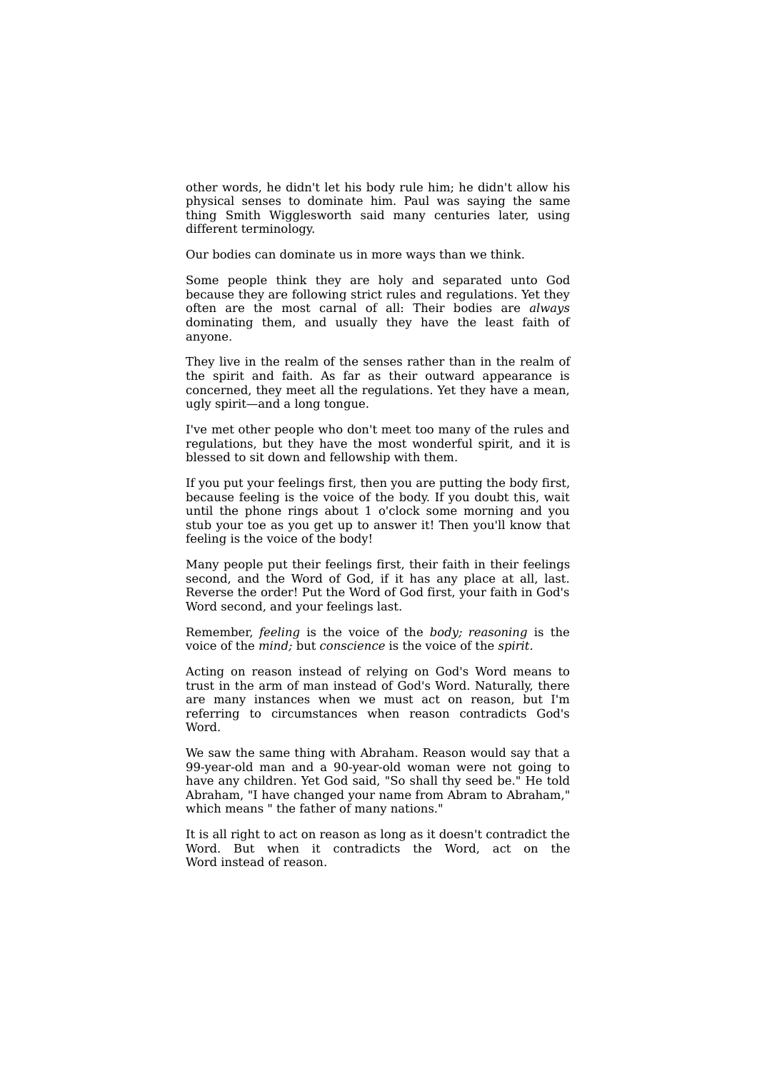other words, he didn't let his body rule him; he didn't allow his physical senses to dominate him. Paul was saying the same thing Smith Wigglesworth said many centuries later, using different terminology.

Our bodies can dominate us in more ways than we think.

Some people think they are holy and separated unto God because they are following strict rules and regulations. Yet they often are the most carnal of all: Their bodies are *always* dominating them, and usually they have the least faith of anyone.

They live in the realm of the senses rather than in the realm of the spirit and faith. As far as their outward appearance is concerned, they meet all the regulations. Yet they have a mean, ugly spirit—and a long tongue.

I've met other people who don't meet too many of the rules and regulations, but they have the most wonderful spirit, and it is blessed to sit down and fellowship with them.

If you put your feelings first, then you are putting the body first, because feeling is the voice of the body. If you doubt this, wait until the phone rings about 1 o'clock some morning and you stub your toe as you get up to answer it! Then you'll know that feeling is the voice of the body!

Many people put their feelings first, their faith in their feelings second, and the Word of God, if it has any place at all, last. Reverse the order! Put the Word of God first, your faith in God's Word second, and your feelings last.

Remember, *feeling* is the voice of the *body; reasoning* is the voice of the *mind;* but *conscience* is the voice of the *spirit.*

Acting on reason instead of relying on God's Word means to trust in the arm of man instead of God's Word. Naturally, there are many instances when we must act on reason, but I'm referring to circumstances when reason contradicts God's Word.

We saw the same thing with Abraham. Reason would say that a 99-year-old man and a 90-year-old woman were not going to have any children. Yet God said, "So shall thy seed be." He told Abraham, "I have changed your name from Abram to Abraham," which means " the father of many nations."

It is all right to act on reason as long as it doesn't contradict the Word. But when it contradicts the Word, act on the Word instead of reason.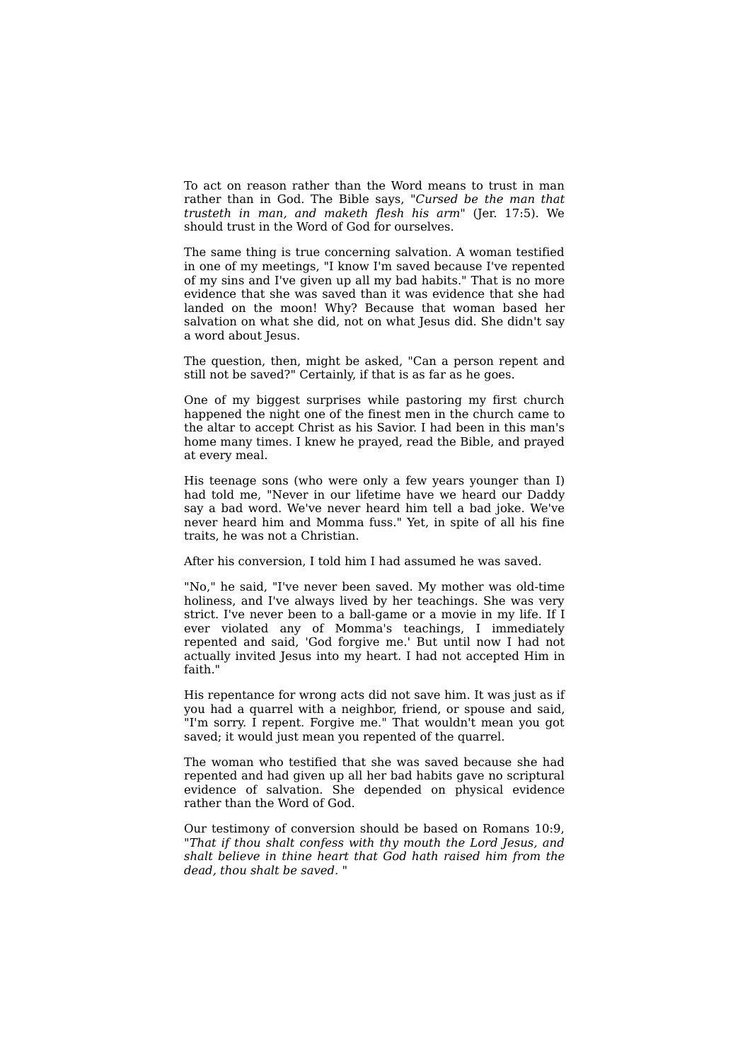To act on reason rather than the Word means to trust in man rather than in God. The Bible says, "*Cursed be the man that trusteth in man, and maketh flesh his arm*" (Jer. 17:5). We should trust in the Word of God for ourselves.

The same thing is true concerning salvation. A woman testified in one of my meetings, "I know I'm saved because I've repented of my sins and I've given up all my bad habits." That is no more evidence that she was saved than it was evidence that she had landed on the moon! Why? Because that woman based her salvation on what she did, not on what Jesus did. She didn't say a word about Jesus.

The question, then, might be asked, "Can a person repent and still not be saved?" Certainly, if that is as far as he goes.

One of my biggest surprises while pastoring my first church happened the night one of the finest men in the church came to the altar to accept Christ as his Savior. I had been in this man's home many times. I knew he prayed, read the Bible, and prayed at every meal.

His teenage sons (who were only a few years younger than I) had told me, "Never in our lifetime have we heard our Daddy say a bad word. We've never heard him tell a bad joke. We've never heard him and Momma fuss." Yet, in spite of all his fine traits, he was not a Christian.

After his conversion, I told him I had assumed he was saved.

"No," he said, "I've never been saved. My mother was old-time holiness, and I've always lived by her teachings. She was very strict. I've never been to a ball-game or a movie in my life. If I ever violated any of Momma's teachings, I immediately repented and said, 'God forgive me.' But until now I had not actually invited Jesus into my heart. I had not accepted Him in faith."

His repentance for wrong acts did not save him. It was just as if you had a quarrel with a neighbor, friend, or spouse and said, "I'm sorry. I repent. Forgive me." That wouldn't mean you got saved; it would just mean you repented of the quarrel.

The woman who testified that she was saved because she had repented and had given up all her bad habits gave no scriptural evidence of salvation. She depended on physical evidence rather than the Word of God.

Our testimony of conversion should be based on Romans 10:9, "*That if thou shalt confess with thy mouth the Lord Jesus, and shalt believe in thine heart that God hath raised him from the dead, thou shalt be saved.* "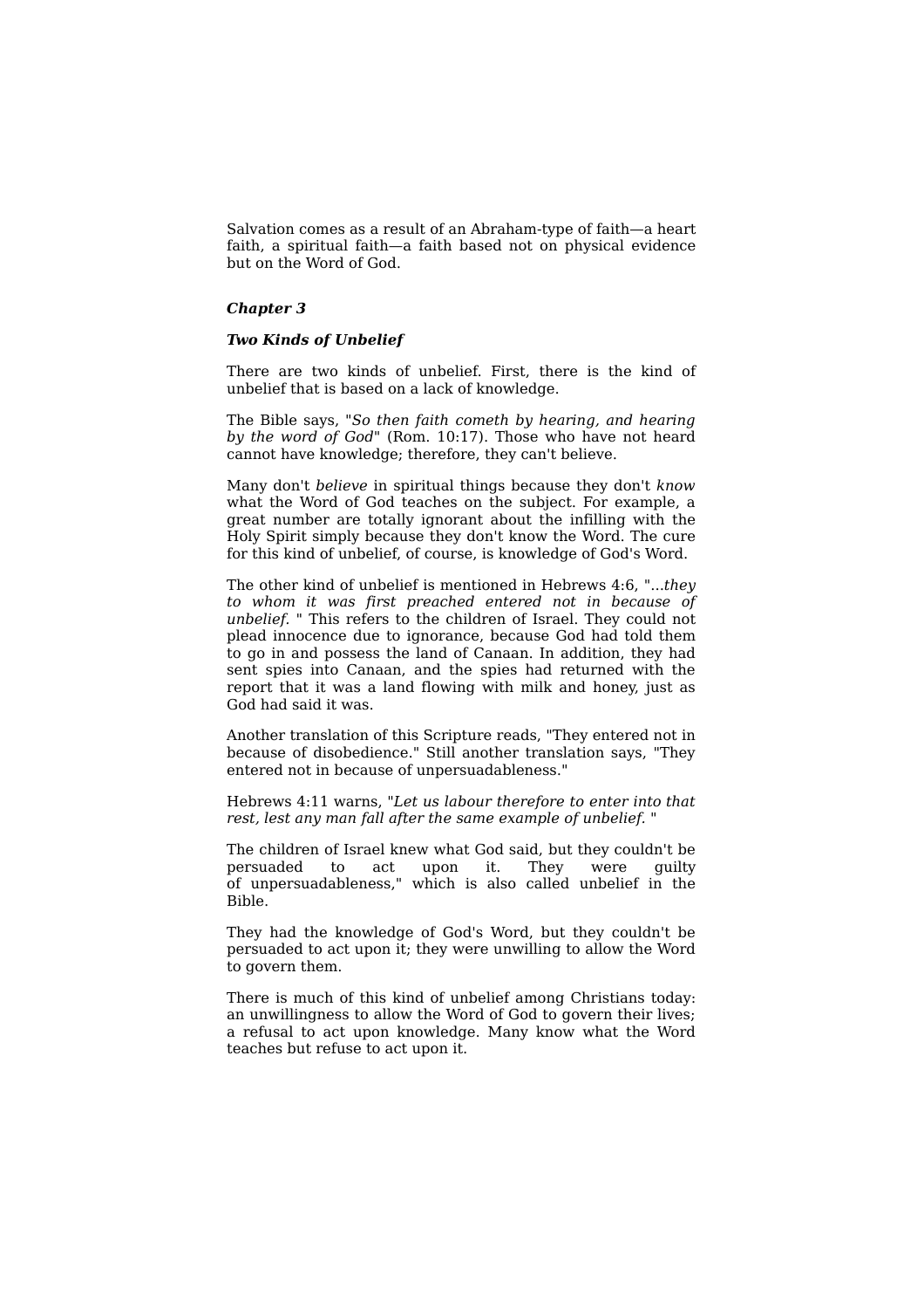Salvation comes as a result of an Abraham-type of faith—a heart faith, a spiritual faith—a faith based not on physical evidence but on the Word of God.

### *Chapter 3*

### *Two Kinds of Unbelief*

There are two kinds of unbelief. First, there is the kind of unbelief that is based on a lack of knowledge.

The Bible says, "*So then faith cometh by hearing, and hearing by the word of God*" (Rom. 10:17). Those who have not heard cannot have knowledge; therefore, they can't believe.

Many don't *believe* in spiritual things because they don't *know* what the Word of God teaches on the subject. For example, a great number are totally ignorant about the infilling with the Holy Spirit simply because they don't know the Word. The cure for this kind of unbelief, of course, is knowledge of God's Word.

The other kind of unbelief is mentioned in Hebrews 4:6, "...*they to whom it was first preached entered not in because of unbelief.* " This refers to the children of Israel. They could not plead innocence due to ignorance, because God had told them to go in and possess the land of Canaan. In addition, they had sent spies into Canaan, and the spies had returned with the report that it was a land flowing with milk and honey, just as God had said it was.

Another translation of this Scripture reads, "They entered not in because of disobedience." Still another translation says, "They entered not in because of unpersuadableness."

Hebrews 4:11 warns, "*Let us labour therefore to enter into that rest, lest any man fall after the same example of unbelief.* "

The children of Israel knew what God said, but they couldn't be persuaded to act upon it. They were guilty of unpersuadableness," which is also called unbelief in the Bible.

They had the knowledge of God's Word, but they couldn't be persuaded to act upon it; they were unwilling to allow the Word to govern them.

There is much of this kind of unbelief among Christians today: an unwillingness to allow the Word of God to govern their lives; a refusal to act upon knowledge. Many know what the Word teaches but refuse to act upon it.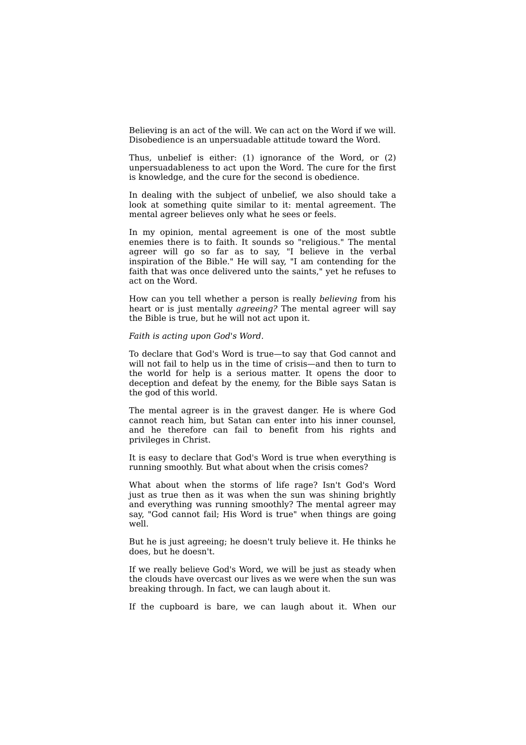Believing is an act of the will. We can act on the Word if we will. Disobedience is an unpersuadable attitude toward the Word.

Thus, unbelief is either: (1) ignorance of the Word, or (2) unpersuadableness to act upon the Word. The cure for the first is knowledge, and the cure for the second is obedience.

In dealing with the subject of unbelief, we also should take a look at something quite similar to it: mental agreement. The mental agreer believes only what he sees or feels.

In my opinion, mental agreement is one of the most subtle enemies there is to faith. It sounds so "religious." The mental agreer will go so far as to say, "I believe in the verbal inspiration of the Bible." He will say, "I am contending for the faith that was once delivered unto the saints," yet he refuses to act on the Word.

How can you tell whether a person is really *believing* from his heart or is just mentally *agreeing?* The mental agreer will say the Bible is true, but he will not act upon it.

*Faith is acting upon God's Word.*

To declare that God's Word is true—to say that God cannot and will not fail to help us in the time of crisis—and then to turn to the world for help is a serious matter. It opens the door to deception and defeat by the enemy, for the Bible says Satan is the god of this world.

The mental agreer is in the gravest danger. He is where God cannot reach him, but Satan can enter into his inner counsel, and he therefore can fail to benefit from his rights and privileges in Christ.

It is easy to declare that God's Word is true when everything is running smoothly. But what about when the crisis comes?

What about when the storms of life rage? Isn't God's Word just as true then as it was when the sun was shining brightly and everything was running smoothly? The mental agreer may say, "God cannot fail; His Word is true" when things are going well.

But he is just agreeing; he doesn't truly believe it. He thinks he does, but he doesn't.

If we really believe God's Word, we will be just as steady when the clouds have overcast our lives as we were when the sun was breaking through. In fact, we can laugh about it.

If the cupboard is bare, we can laugh about it. When our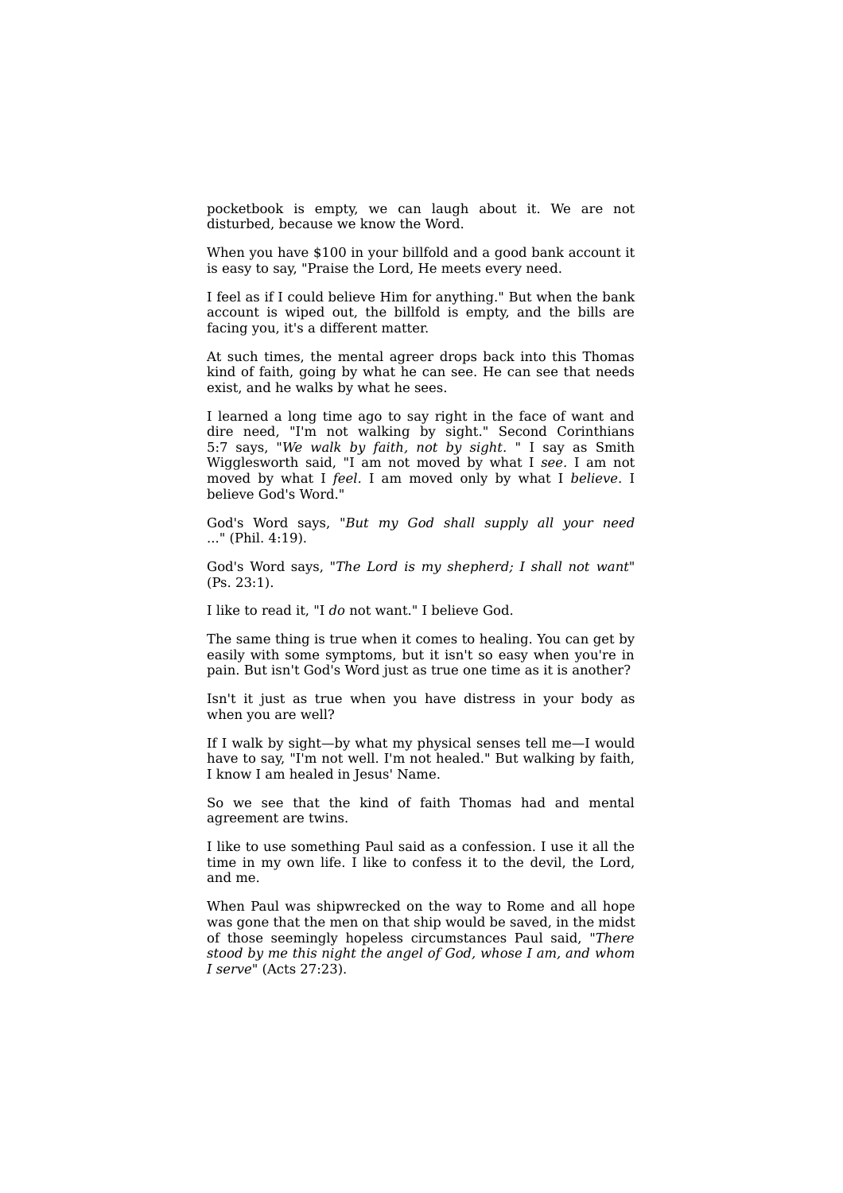pocketbook is empty, we can laugh about it. We are not disturbed, because we know the Word.

When you have $100 in your billfold and a good bank account it is easy to say, "Praise the Lord, He meets every need.

I feel as if I could believe Him for anything." But when the bank account is wiped out, the billfold is empty, and the bills are facing you, it's a different matter.

At such times, the mental agreer drops back into this Thomas kind of faith, going by what he can see. He can see that needs exist, and he walks by what he sees.

I learned a long time ago to say right in the face of want and dire need, "I'm not walking by sight." Second Corinthians 5:7 says, "*We walk by faith, not by sight.* " I say as Smith Wigglesworth said, "I am not moved by what I *see*. I am not moved by what I *feel*. I am moved only by what I *believe*. I believe God's Word."

God's Word says, "*But my God shall supply all your need* ..." (Phil. 4:19).

God's Word says, "*The Lord is my shepherd; I shall not want*" (Ps. 23:1).

I like to read it, "I *do* not want." I believe God.

The same thing is true when it comes to healing. You can get by easily with some symptoms, but it isn't so easy when you're in pain. But isn't God's Word just as true one time as it is another?

Isn't it just as true when you have distress in your body as when you are well?

If I walk by sight—by what my physical senses tell me—I would have to say, "I'm not well. I'm not healed." But walking by faith, I know I am healed in Jesus' Name.

So we see that the kind of faith Thomas had and mental agreement are twins.

I like to use something Paul said as a confession. I use it all the time in my own life. I like to confess it to the devil, the Lord, and me.

When Paul was shipwrecked on the way to Rome and all hope was gone that the men on that ship would be saved, in the midst of those seemingly hopeless circumstances Paul said, "*There stood by me this night the angel of God, whose I am, and whom I serve*" (Acts 27:23).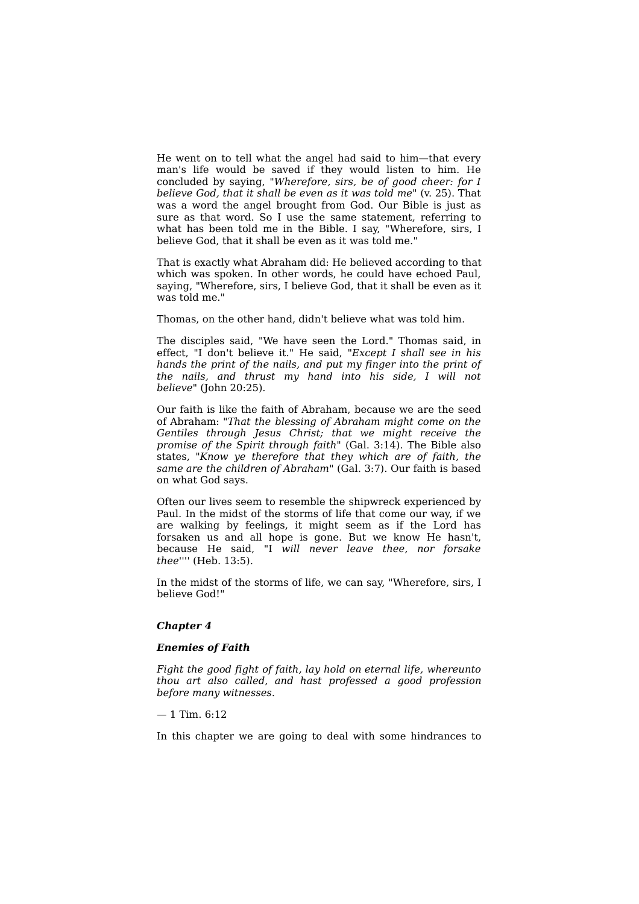He went on to tell what the angel had said to him—that every man's life would be saved if they would listen to him. He concluded by saying, "*Wherefore, sirs, be of good cheer: for I believe God, that it shall be even as it was told me*" (v. 25). That was a word the angel brought from God. Our Bible is just as sure as that word. So I use the same statement, referring to what has been told me in the Bible. I say, "Wherefore, sirs, I believe God, that it shall be even as it was told me."

That is exactly what Abraham did: He believed according to that which was spoken. In other words, he could have echoed Paul, saying, "Wherefore, sirs, I believe God, that it shall be even as it was told me."

Thomas, on the other hand, didn't believe what was told him.

The disciples said, "We have seen the Lord." Thomas said, in effect, "I don't believe it." He said, "*Except I shall see in his hands the print of the nails, and put my finger into the print of the nails, and thrust my hand into his side, I will not believe*" (John 20:25).

Our faith is like the faith of Abraham, because we are the seed of Abraham: "*That the blessing of Abraham might come on the Gentiles through Jesus Christ; that we might receive the promise of the Spirit through faith*" (Gal. 3:14). The Bible also states, "*Know ye therefore that they which are of faith, the same are the children of Abraham*" (Gal. 3:7). Our faith is based on what God says.

Often our lives seem to resemble the shipwreck experienced by Paul. In the midst of the storms of life that come our way, if we are walking by feelings, it might seem as if the Lord has forsaken us and all hope is gone. But we know He hasn't, because He said, "I *will never leave thee, nor forsake thee*'''' (Heb. 13:5).

In the midst of the storms of life, we can say, "Wherefore, sirs, I believe God!"

## ***Chapter 4***

### ***Enemies of Faith***

*Fight the good fight of faith, lay hold on eternal life, whereunto thou art also called, and hast professed a good profession before many witnesses.*

— 1 Tim. 6:12

In this chapter we are going to deal with some hindrances to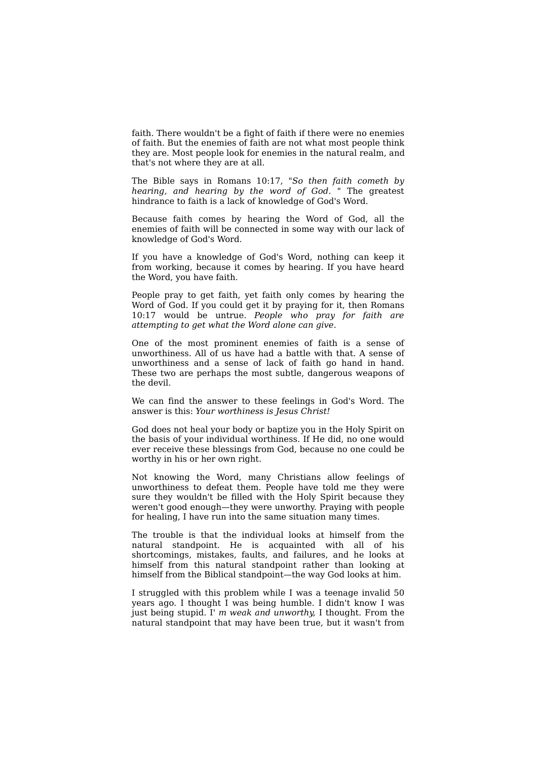faith. There wouldn't be a fight of faith if there were no enemies of faith. But the enemies of faith are not what most people think they are. Most people look for enemies in the natural realm, and that's not where they are at all.

The Bible says in Romans 10:17, "*So then faith cometh by hearing, and hearing by the word of God.* " The greatest hindrance to faith is a lack of knowledge of God's Word.

Because faith comes by hearing the Word of God, all the enemies of faith will be connected in some way with our lack of knowledge of God's Word.

If you have a knowledge of God's Word, nothing can keep it from working, because it comes by hearing. If you have heard the Word, you have faith.

People pray to get faith, yet faith only comes by hearing the Word of God. If you could get it by praying for it, then Romans 10:17 would be untrue. *People who pray for faith are attempting to get what the Word alone can give.*

One of the most prominent enemies of faith is a sense of unworthiness. All of us have had a battle with that. A sense of unworthiness and a sense of lack of faith go hand in hand. These two are perhaps the most subtle, dangerous weapons of the devil.

We can find the answer to these feelings in God's Word. The answer is this: *Your worthiness is Jesus Christ!*

God does not heal your body or baptize you in the Holy Spirit on the basis of your individual worthiness. If He did, no one would ever receive these blessings from God, because no one could be worthy in his or her own right.

Not knowing the Word, many Christians allow feelings of unworthiness to defeat them. People have told me they were sure they wouldn't be filled with the Holy Spirit because they weren't good enough—they were unworthy. Praying with people for healing, I have run into the same situation many times.

The trouble is that the individual looks at himself from the natural standpoint. He is acquainted with all of his shortcomings, mistakes, faults, and failures, and he looks at himself from this natural standpoint rather than looking at himself from the Biblical standpoint—the way God looks at him.

I struggled with this problem while I was a teenage invalid 50 years ago. I thought I was being humble. I didn't know I was just being stupid. I' *m weak and unworthy,* I thought. From the natural standpoint that may have been true, but it wasn't from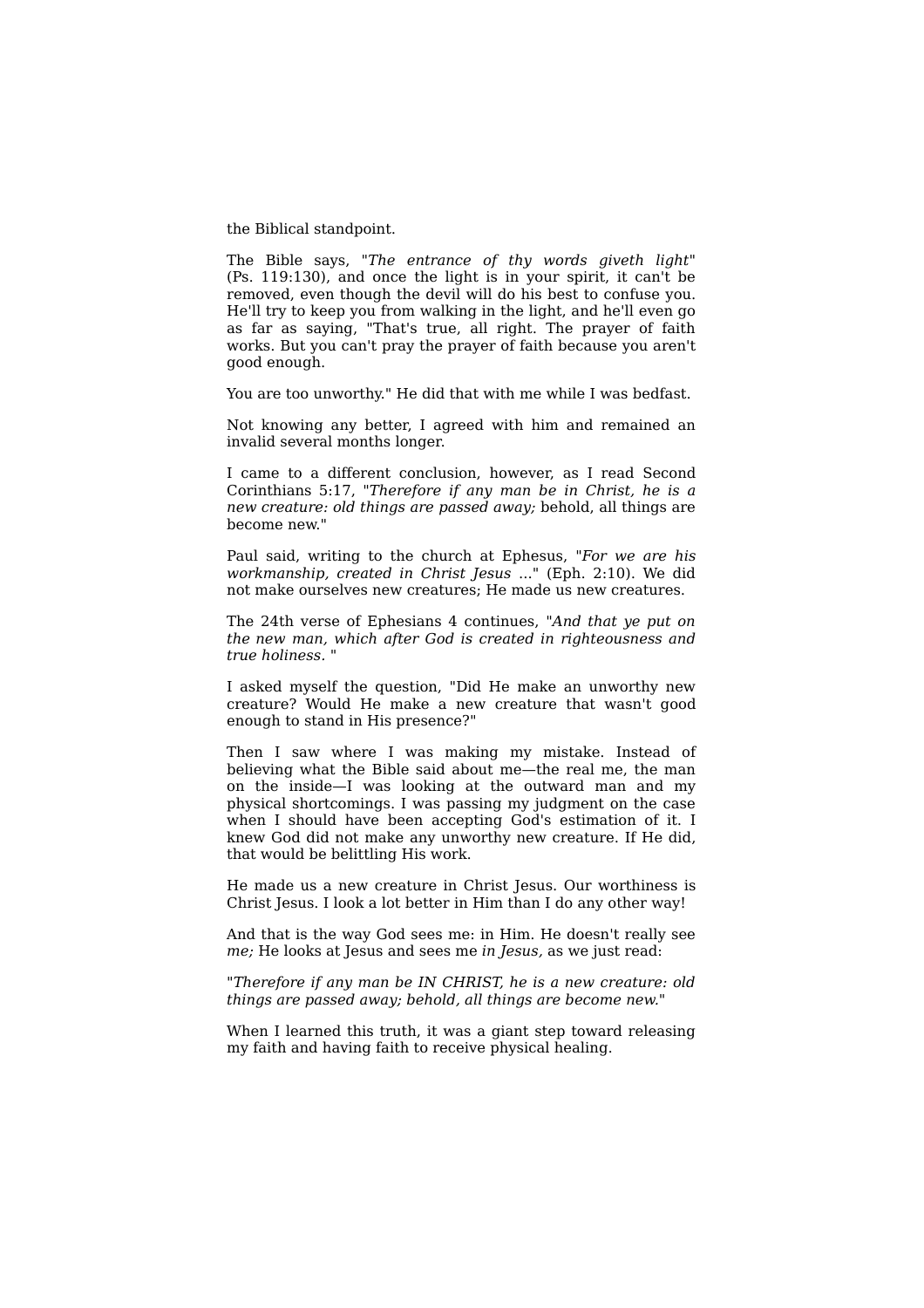the Biblical standpoint.

The Bible says, "*The entrance of thy words giveth light*" (Ps. 119:130), and once the light is in your spirit, it can't be removed, even though the devil will do his best to confuse you. He'll try to keep you from walking in the light, and he'll even go as far as saying, "That's true, all right. The prayer of faith works. But you can't pray the prayer of faith because you aren't good enough.

You are too unworthy." He did that with me while I was bedfast.

Not knowing any better, I agreed with him and remained an invalid several months longer.

I came to a different conclusion, however, as I read Second Corinthians 5:17, "*Therefore if any man be in Christ, he is a new creature: old things are passed away;* behold, all things are become new."

Paul said, writing to the church at Ephesus, "*For we are his workmanship, created in Christ Jesus* ..." (Eph. 2:10). We did not make ourselves new creatures; He made us new creatures.

The 24th verse of Ephesians 4 continues, "*And that ye put on the new man, which after God is created in righteousness and true holiness.* "

I asked myself the question, "Did He make an unworthy new creature? Would He make a new creature that wasn't good enough to stand in His presence?"

Then I saw where I was making my mistake. Instead of believing what the Bible said about me—the real me, the man on the inside—I was looking at the outward man and my physical shortcomings. I was passing my judgment on the case when I should have been accepting God's estimation of it. I knew God did not make any unworthy new creature. If He did, that would be belittling His work.

He made us a new creature in Christ Jesus. Our worthiness is Christ Jesus. I look a lot better in Him than I do any other way!

And that is the way God sees me: in Him. He doesn't really see *me;* He looks at Jesus and sees me *in Jesus,* as we just read:

"*Therefore if any man be IN CHRIST, he is a new creature: old things are passed away; behold, all things are become new.*"

When I learned this truth, it was a giant step toward releasing my faith and having faith to receive physical healing.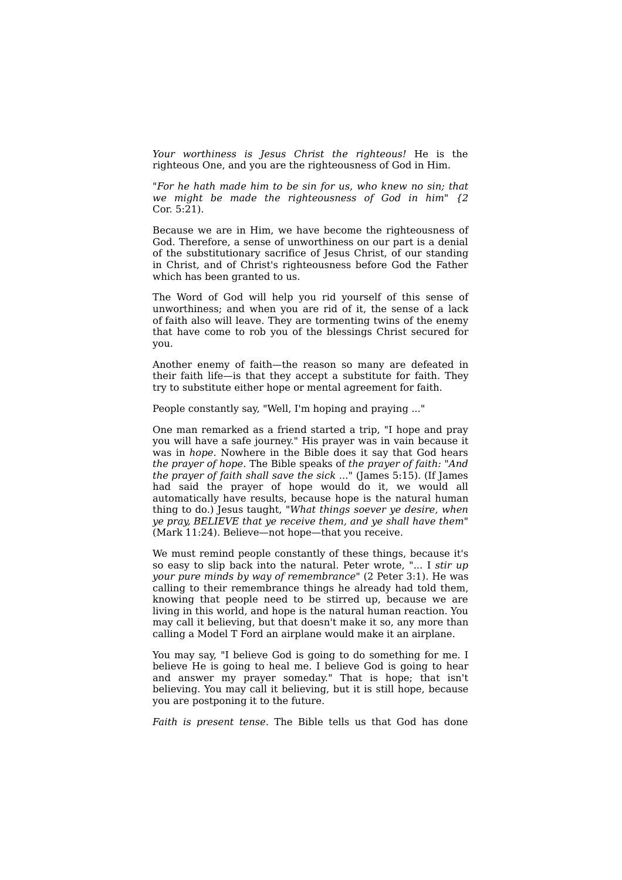*Your worthiness is Jesus Christ the righteous!* He is the righteous One, and you are the righteousness of God in Him.

"*For he hath made him to be sin for us, who knew no sin; that we might be made the righteousness of God in him*" {2 Cor. 5:21).

Because we are in Him, we have become the righteousness of God. Therefore, a sense of unworthiness on our part is a denial of the substitutionary sacrifice of Jesus Christ, of our standing in Christ, and of Christ's righteousness before God the Father which has been granted to us.

The Word of God will help you rid yourself of this sense of unworthiness; and when you are rid of it, the sense of a lack of faith also will leave. They are tormenting twins of the enemy that have come to rob you of the blessings Christ secured for you.

Another enemy of faith—the reason so many are defeated in their faith life—is that they accept a substitute for faith. They try to substitute either hope or mental agreement for faith.

People constantly say, "Well, I'm hoping and praying ..."

One man remarked as a friend started a trip, "I hope and pray you will have a safe journey." His prayer was in vain because it was in *hope.* Nowhere in the Bible does it say that God hears *the prayer of hope*. The Bible speaks of *the prayer of faith:* "*And the prayer of faith shall save the sick* ..." (James 5:15). (If James had said the prayer of hope would do it, we would all automatically have results, because hope is the natural human thing to do.) Jesus taught, "*What things soever ye desire, when ye pray, BELIEVE that ye receive them, and ye shall have them*" (Mark 11:24). Believe—not hope—that you receive.

We must remind people constantly of these things, because it's so easy to slip back into the natural. Peter wrote, "... I *stir up your pure minds by way of remembrance*" (2 Peter 3:1). He was calling to their remembrance things he already had told them, knowing that people need to be stirred up, because we are living in this world, and hope is the natural human reaction. You may call it believing, but that doesn't make it so, any more than calling a Model T Ford an airplane would make it an airplane.

You may say, "I believe God is going to do something for me. I believe He is going to heal me. I believe God is going to hear and answer my prayer someday." That is hope; that isn't believing. You may call it believing, but it is still hope, because you are postponing it to the future.

*Faith is present tense.* The Bible tells us that God has done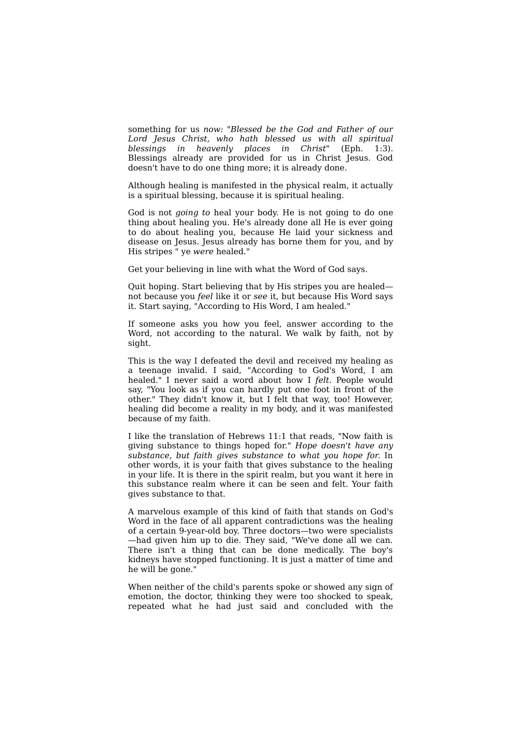something for us *now:* "*Blessed be the God and Father of our Lord Jesus Christ, who hath blessed us with all spiritual blessings in heavenly places in Christ*" (Eph. 1:3). Blessings already are provided for us in Christ Jesus. God doesn't have to do one thing more; it is already done.

Although healing is manifested in the physical realm, it actually is a spiritual blessing, because it is spiritual healing.

God is not *going to* heal your body. He is not going to do one thing about healing you. He's already done all He is ever going to do about healing you, because He laid your sickness and disease on Jesus. Jesus already has borne them for you, and by His stripes " ye *were* healed."

Get your believing in line with what the Word of God says.

Quit hoping. Start believing that by His stripes you are healed—not because you *feel* like it or *see* it, but because His Word says it. Start saying, "According to His Word, I am healed."

If someone asks you how you feel, answer according to the Word, not according to the natural. We walk by faith, not by sight.

This is the way I defeated the devil and received my healing as a teenage invalid. I said, "According to God's Word, I am healed." I never said a word about how I *felt*. People would say, "You look as if you can hardly put one foot in front of the other." They didn't know it, but I felt that way, too! However, healing did become a reality in my body, and it was manifested because of my faith.

I like the translation of Hebrews 11:1 that reads, "Now faith is giving substance to things hoped for." *Hope doesn't have any substance, but faith gives substance to what you hope for.* In other words, it is your faith that gives substance to the healing in your life. It is there in the spirit realm, but you want it here in this substance realm where it can be seen and felt. Your faith gives substance to that.

A marvelous example of this kind of faith that stands on God's Word in the face of all apparent contradictions was the healing of a certain 9-year-old boy. Three doctors—two were specialists—had given him up to die. They said, "We've done all we can. There isn't a thing that can be done medically. The boy's kidneys have stopped functioning. It is just a matter of time and he will be gone."

When neither of the child's parents spoke or showed any sign of emotion, the doctor, thinking they were too shocked to speak, repeated what he had just said and concluded with the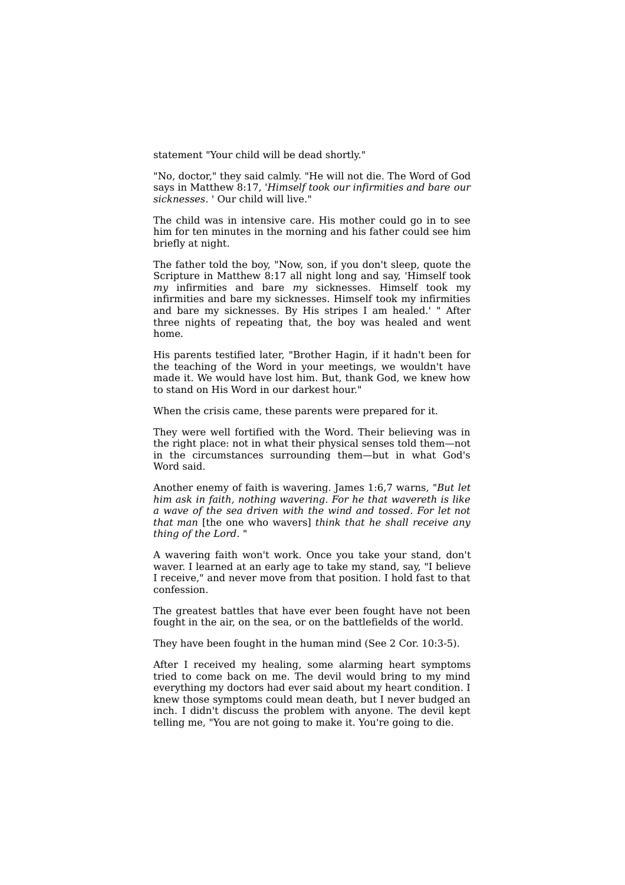statement "Your child will be dead shortly."

"No, doctor," they said calmly. "He will not die. The Word of God says in Matthew 8:17, '*Himself took our infirmities and bare our sicknesses.* ' Our child will live."

The child was in intensive care. His mother could go in to see him for ten minutes in the morning and his father could see him briefly at night.

The father told the boy, "Now, son, if you don't sleep, quote the Scripture in Matthew 8:17 all night long and say, 'Himself took *my* infirmities and bare *my* sicknesses. Himself took my infirmities and bare my sicknesses. Himself took my infirmities and bare my sicknesses. By His stripes I am healed.' " After three nights of repeating that, the boy was healed and went home.

His parents testified later, "Brother Hagin, if it hadn't been for the teaching of the Word in your meetings, we wouldn't have made it. We would have lost him. But, thank God, we knew how to stand on His Word in our darkest hour."

When the crisis came, these parents were prepared for it.

They were well fortified with the Word. Their believing was in the right place: not in what their physical senses told them—not in the circumstances surrounding them—but in what God's Word said.

Another enemy of faith is wavering. James 1:6,7 warns, "*But let him ask in faith, nothing wavering. For he that wavereth is like a wave of the sea driven with the wind and tossed. For let not that man* [the one who wavers] *think that he shall receive any thing of the Lord.* "

A wavering faith won't work. Once you take your stand, don't waver. I learned at an early age to take my stand, say, "I believe I receive," and never move from that position. I hold fast to that confession.

The greatest battles that have ever been fought have not been fought in the air, on the sea, or on the battlefields of the world.

They have been fought in the human mind (See 2 Cor. 10:3-5).

After I received my healing, some alarming heart symptoms tried to come back on me. The devil would bring to my mind everything my doctors had ever said about my heart condition. I knew those symptoms could mean death, but I never budged an inch. I didn't discuss the problem with anyone. The devil kept telling me, "You are not going to make it. You're going to die.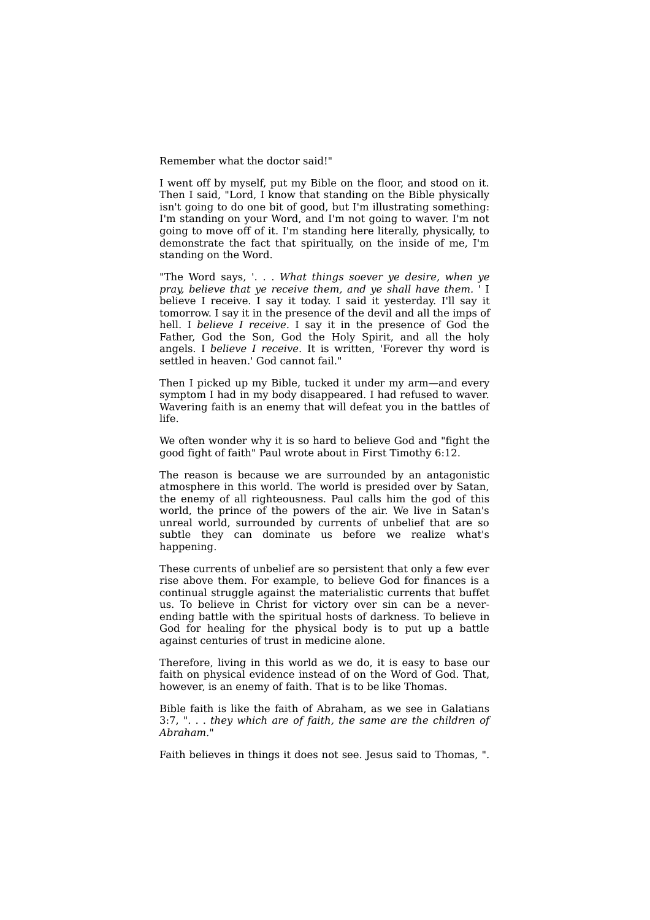Remember what the doctor said!"

I went off by myself, put my Bible on the floor, and stood on it. Then I said, "Lord, I know that standing on the Bible physically isn't going to do one bit of good, but I'm illustrating something: I'm standing on your Word, and I'm not going to waver. I'm not going to move off of it. I'm standing here literally, physically, to demonstrate the fact that spiritually, on the inside of me, I'm standing on the Word.

"The Word says, '. . . *What things soever ye desire, when ye pray, believe that ye receive them, and ye shall have them.* ' I believe I receive. I say it today. I said it yesterday. I'll say it tomorrow. I say it in the presence of the devil and all the imps of hell. I *believe I receive*. I say it in the presence of God the Father, God the Son, God the Holy Spirit, and all the holy angels. I *believe I receive*. It is written, 'Forever thy word is settled in heaven.' God cannot fail."

Then I picked up my Bible, tucked it under my arm—and every symptom I had in my body disappeared. I had refused to waver. Wavering faith is an enemy that will defeat you in the battles of life.

We often wonder why it is so hard to believe God and "fight the good fight of faith" Paul wrote about in First Timothy 6:12.

The reason is because we are surrounded by an antagonistic atmosphere in this world. The world is presided over by Satan, the enemy of all righteousness. Paul calls him the god of this world, the prince of the powers of the air. We live in Satan's unreal world, surrounded by currents of unbelief that are so subtle they can dominate us before we realize what's happening.

These currents of unbelief are so persistent that only a few ever rise above them. For example, to believe God for finances is a continual struggle against the materialistic currents that buffet us. To believe in Christ for victory over sin can be a never-ending battle with the spiritual hosts of darkness. To believe in God for healing for the physical body is to put up a battle against centuries of trust in medicine alone.

Therefore, living in this world as we do, it is easy to base our faith on physical evidence instead of on the Word of God. That, however, is an enemy of faith. That is to be like Thomas.

Bible faith is like the faith of Abraham, as we see in Galatians 3:7, ". . . *they which are of faith, the same are the children of Abraham*."

Faith believes in things it does not see. Jesus said to Thomas, ".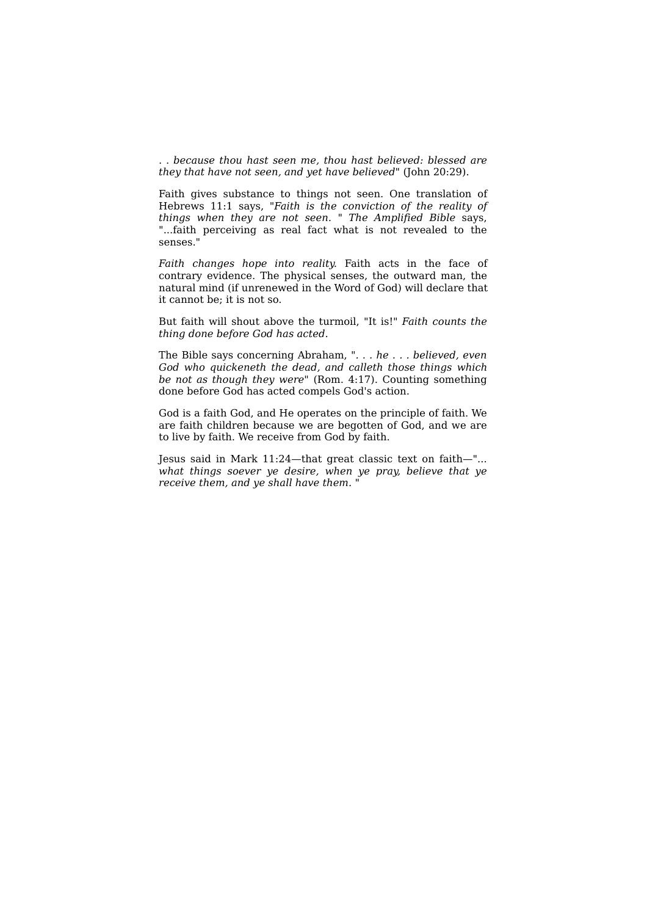. . *because thou hast seen me, thou hast believed: blessed are they that have not seen, and yet have believed*" (John 20:29).

Faith gives substance to things not seen. One translation of Hebrews 11:1 says, "*Faith is the conviction of the reality of things when they are not seen.* " *The Amplified Bible* says, "...faith perceiving as real fact what is not revealed to the senses."

*Faith changes hope into reality.* Faith acts in the face of contrary evidence. The physical senses, the outward man, the natural mind (if unrenewed in the Word of God) will declare that it cannot be; it is not so.

But faith will shout above the turmoil, "It is!" *Faith counts the thing done before God has acted.*

The Bible says concerning Abraham, "*. . . he . . . believed, even God who quickeneth the dead, and calleth those things which be not as though they were*" (Rom. 4:17). Counting something done before God has acted compels God's action.

God is a faith God, and He operates on the principle of faith. We are faith children because we are begotten of God, and we are to live by faith. We receive from God by faith.

Jesus said in Mark 11:24—that great classic text on faith—"... *what things soever ye desire, when ye pray, believe that ye receive them, and ye shall have them.* "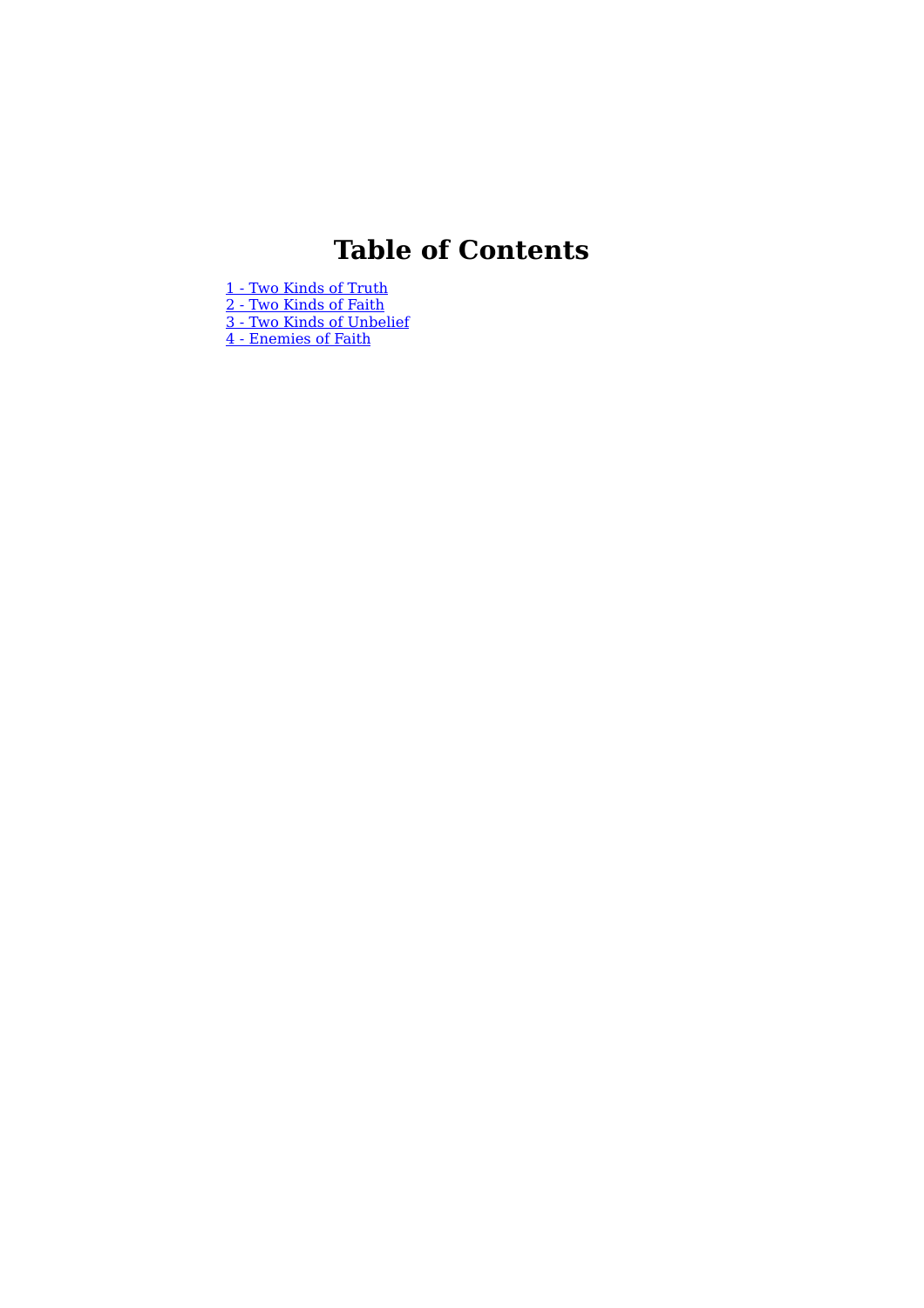# Table of Contents

1 - Two Kinds of Truth
2 - Two Kinds of Faith
3 - Two Kinds of Unbelief
4 - Enemies of Faith